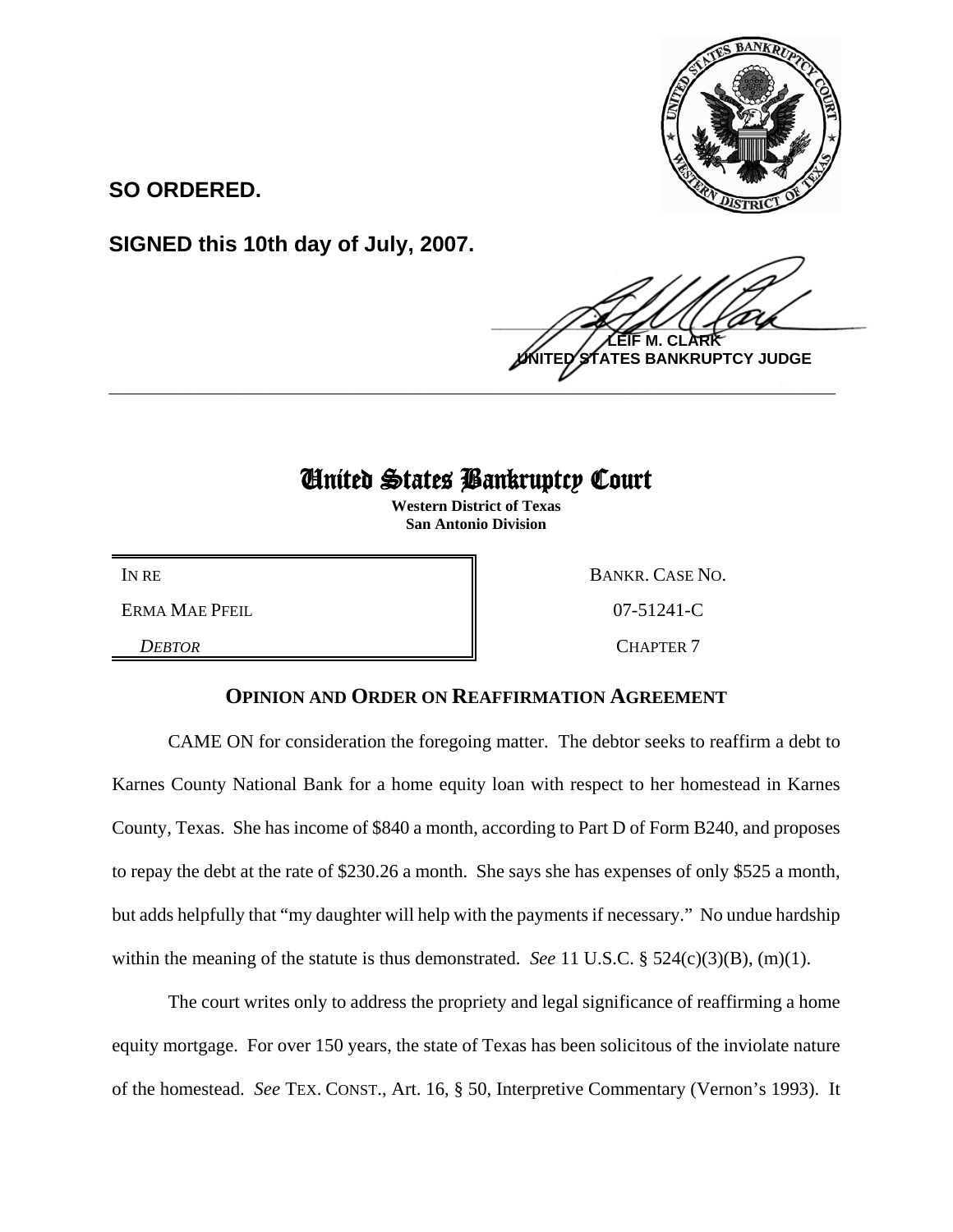**SO ORDERED.**

**SIGNED this 10th day of July, 2007.**

**LEIF M. CLARK**
**UNITED STATES BANKRUPTCY JUDGE**

---

# United States Bankruptcy Court

**Western District of Texas**
**San Antonio Division**

| | |
|---|---|
| IN RE | BANKR. CASE NO. |
| ERMA MAE PFEIL | 07-51241-C |
| *DEBTOR* | CHAPTER 7 |

## OPINION AND ORDER ON REAFFIRMATION AGREEMENT

CAME ON for consideration the foregoing matter. The debtor seeks to reaffirm a debt to Karnes County National Bank for a home equity loan with respect to her homestead in Karnes County, Texas. She has income of $840 a month, according to Part D of Form B240, and proposes to repay the debt at the rate of $230.26 a month. She says she has expenses of only $525 a month, but adds helpfully that "my daughter will help with the payments if necessary." No undue hardship within the meaning of the statute is thus demonstrated. *See* 11 U.S.C. § 524(c)(3)(B), (m)(1).

The court writes only to address the propriety and legal significance of reaffirming a home equity mortgage. For over 150 years, the state of Texas has been solicitous of the inviolate nature of the homestead. *See* TEX. CONST., Art. 16, § 50, Interpretive Commentary (Vernon's 1993). It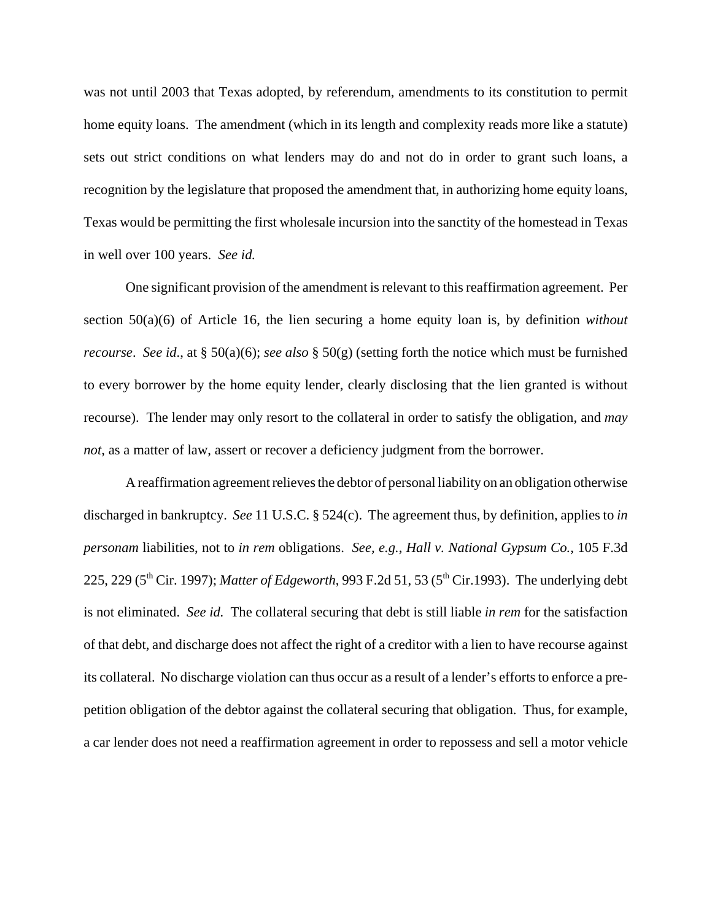was not until 2003 that Texas adopted, by referendum, amendments to its constitution to permit home equity loans. The amendment (which in its length and complexity reads more like a statute) sets out strict conditions on what lenders may do and not do in order to grant such loans, a recognition by the legislature that proposed the amendment that, in authorizing home equity loans, Texas would be permitting the first wholesale incursion into the sanctity of the homestead in Texas in well over 100 years. *See id.*

One significant provision of the amendment is relevant to this reaffirmation agreement. Per section 50(a)(6) of Article 16, the lien securing a home equity loan is, by definition *without recourse*. *See id.*, at § 50(a)(6); *see also* § 50(g) (setting forth the notice which must be furnished to every borrower by the home equity lender, clearly disclosing that the lien granted is without recourse). The lender may only resort to the collateral in order to satisfy the obligation, and *may not*, as a matter of law, assert or recover a deficiency judgment from the borrower.

A reaffirmation agreement relieves the debtor of personal liability on an obligation otherwise discharged in bankruptcy. *See* 11 U.S.C. § 524(c). The agreement thus, by definition, applies to *in personam* liabilities, not to *in rem* obligations. *See, e.g.*, *Hall v. National Gypsum Co.*, 105 F.3d 225, 229 (5th Cir. 1997); *Matter of Edgeworth*, 993 F.2d 51, 53 (5th Cir.1993). The underlying debt is not eliminated. *See id.* The collateral securing that debt is still liable *in rem* for the satisfaction of that debt, and discharge does not affect the right of a creditor with a lien to have recourse against its collateral. No discharge violation can thus occur as a result of a lender's efforts to enforce a pre-petition obligation of the debtor against the collateral securing that obligation. Thus, for example, a car lender does not need a reaffirmation agreement in order to repossess and sell a motor vehicle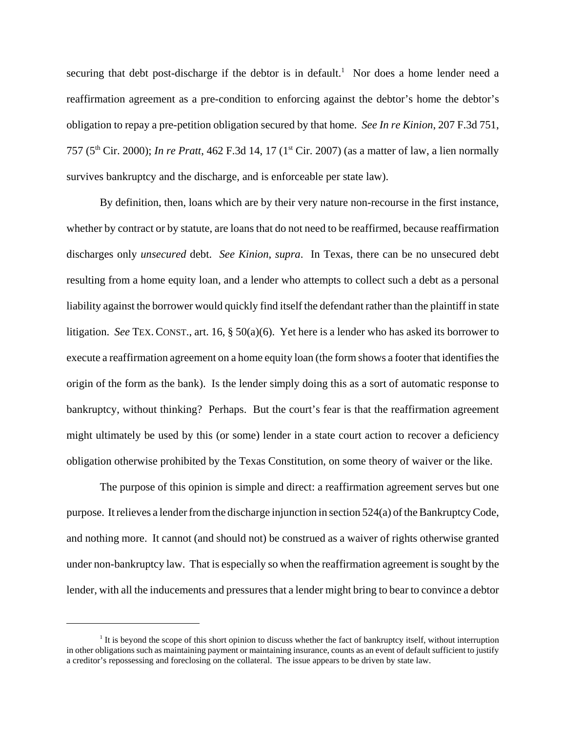securing that debt post-discharge if the debtor is in default.[1] Nor does a home lender need a reaffirmation agreement as a pre-condition to enforcing against the debtor's home the debtor's obligation to repay a pre-petition obligation secured by that home. *See In re Kinion*, 207 F.3d 751, 757 (5th Cir. 2000); *In re Pratt*, 462 F.3d 14, 17 (1st Cir. 2007) (as a matter of law, a lien normally survives bankruptcy and the discharge, and is enforceable per state law).

By definition, then, loans which are by their very nature non-recourse in the first instance, whether by contract or by statute, are loans that do not need to be reaffirmed, because reaffirmation discharges only *unsecured* debt. *See Kinion*, *supra*. In Texas, there can be no unsecured debt resulting from a home equity loan, and a lender who attempts to collect such a debt as a personal liability against the borrower would quickly find itself the defendant rather than the plaintiff in state litigation. *See* TEX. CONST., art. 16, § 50(a)(6). Yet here is a lender who has asked its borrower to execute a reaffirmation agreement on a home equity loan (the form shows a footer that identifies the origin of the form as the bank). Is the lender simply doing this as a sort of automatic response to bankruptcy, without thinking? Perhaps. But the court's fear is that the reaffirmation agreement might ultimately be used by this (or some) lender in a state court action to recover a deficiency obligation otherwise prohibited by the Texas Constitution, on some theory of waiver or the like.

The purpose of this opinion is simple and direct: a reaffirmation agreement serves but one purpose. It relieves a lender from the discharge injunction in section 524(a) of the Bankruptcy Code, and nothing more. It cannot (and should not) be construed as a waiver of rights otherwise granted under non-bankruptcy law. That is especially so when the reaffirmation agreement is sought by the lender, with all the inducements and pressures that a lender might bring to bear to convince a debtor

---

[1] It is beyond the scope of this short opinion to discuss whether the fact of bankruptcy itself, without interruption in other obligations such as maintaining payment or maintaining insurance, counts as an event of default sufficient to justify a creditor's repossessing and foreclosing on the collateral. The issue appears to be driven by state law.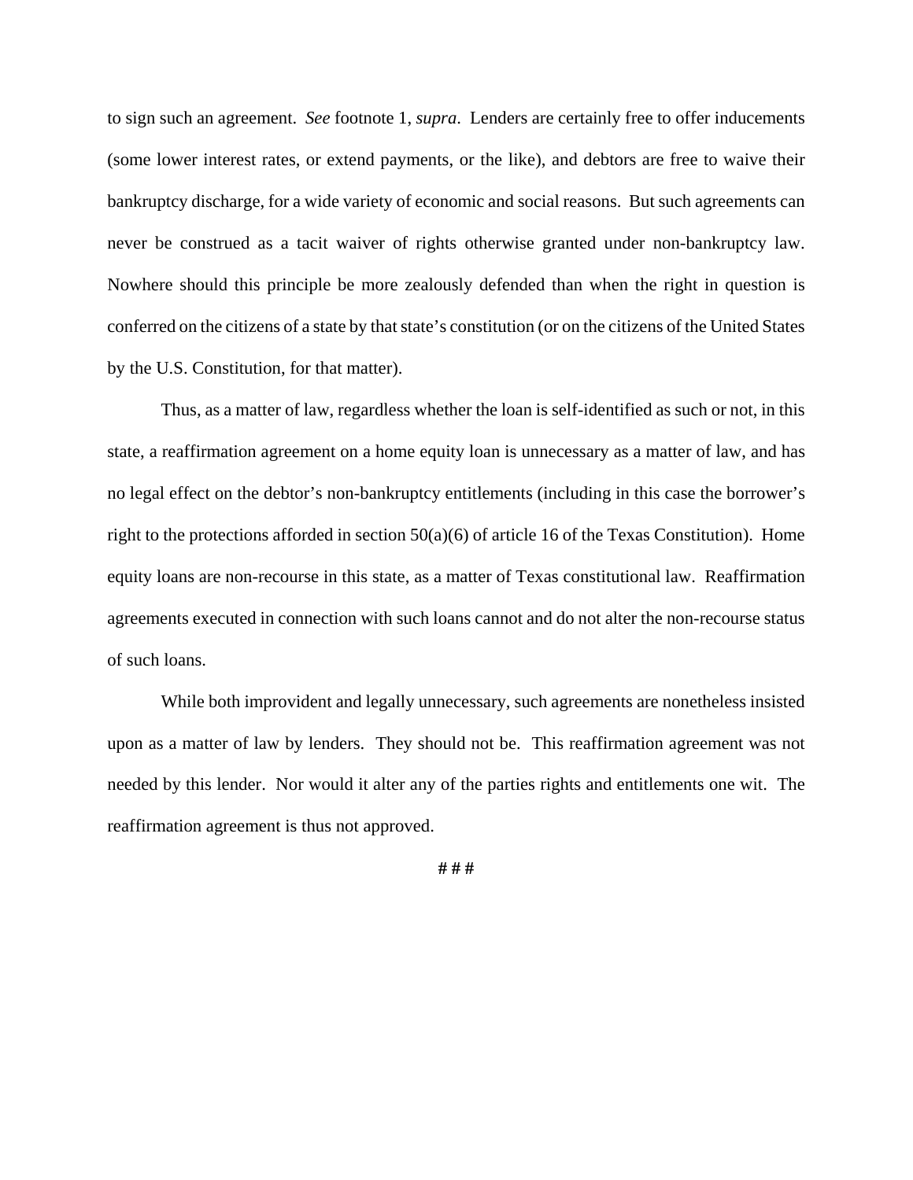to sign such an agreement. *See* footnote 1, *supra*. Lenders are certainly free to offer inducements (some lower interest rates, or extend payments, or the like), and debtors are free to waive their bankruptcy discharge, for a wide variety of economic and social reasons. But such agreements can never be construed as a tacit waiver of rights otherwise granted under non-bankruptcy law. Nowhere should this principle be more zealously defended than when the right in question is conferred on the citizens of a state by that state's constitution (or on the citizens of the United States by the U.S. Constitution, for that matter).

Thus, as a matter of law, regardless whether the loan is self-identified as such or not, in this state, a reaffirmation agreement on a home equity loan is unnecessary as a matter of law, and has no legal effect on the debtor's non-bankruptcy entitlements (including in this case the borrower's right to the protections afforded in section 50(a)(6) of article 16 of the Texas Constitution). Home equity loans are non-recourse in this state, as a matter of Texas constitutional law. Reaffirmation agreements executed in connection with such loans cannot and do not alter the non-recourse status of such loans.

While both improvident and legally unnecessary, such agreements are nonetheless insisted upon as a matter of law by lenders. They should not be. This reaffirmation agreement was not needed by this lender. Nor would it alter any of the parties rights and entitlements one wit. The reaffirmation agreement is thus not approved.

# # #